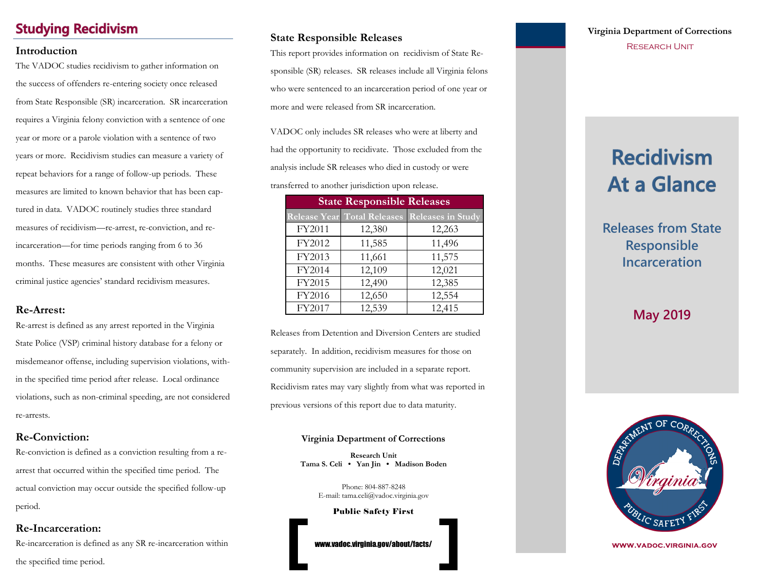# Studying Recidivism

### Introduction

The VADOC studies recidivism to gather information on the success of offenders re-entering society once released from State Responsible (SR) incarceration. SR incarceration requires a Virginia felony conviction with a sentence of one year or more or a parole violation with a sentence of two years or more. Recidivism studies can measure a variety of repeat behaviors for a range of follow-up periods. These measures are limited to known behavior that has been captured in data. VADOC routinely studies three standard measures of recidivism—re-arrest, re-conviction, and re-incarceration—for time periods ranging from 6 to 36 months. These measures are consistent with other Virginia criminal justice agencies' standard recidivism measures.

### Re-Arrest:

Re-arrest is defined as any arrest reported in the Virginia State Police (VSP) criminal history database for a felony or misdemeanor offense, including supervision violations, within the specified time period after release. Local ordinance violations, such as non-criminal speeding, are not considered re-arrests.

### Re-Conviction:

Re-conviction is defined as a conviction resulting from a re-arrest that occurred within the specified time period. The actual conviction may occur outside the specified follow-up period.

### Re-Incarceration:

Re-incarceration is defined as any SR re-incarceration within the specified time period.

### State Responsible Releases

This report provides information on recidivism of State Responsible (SR) releases. SR releases include all Virginia felons who were sentenced to an incarceration period of one year or more and were released from SR incarceration.

VADOC only includes SR releases who were at liberty and had the opportunity to recidivate. Those excluded from the analysis include SR releases who died in custody or were transferred to another jurisdiction upon release.

| State Responsible Releases | | |
|---|---|---|
| Release Year | Total Releases | Releases in Study |
| FY2011 | 12,380 | 12,263 |
| FY2012 | 11,585 | 11,496 |
| FY2013 | 11,661 | 11,575 |
| FY2014 | 12,109 | 12,021 |
| FY2015 | 12,490 | 12,385 |
| FY2016 | 12,650 | 12,554 |
| FY2017 | 12,539 | 12,415 |

Releases from Detention and Diversion Centers are studied separately. In addition, recidivism measures for those on community supervision are included in a separate report. Recidivism rates may vary slightly from what was reported in previous versions of this report due to data maturity.

**Virginia Department of Corrections**

**Research Unit**
**Tama S. Celi • Yan Jin • Madison Boden**

Phone: 804-887-8248
E-mail: tama.celi@vadoc.virginia.gov

**Public Safety First**

www.vadoc.virginia.gov/about/facts/

**Virginia Department of Corrections**

RESEARCH UNIT

# Recidivism At a Glance

## Releases from State Responsible Incarceration

## May 2019

WWW.VADOC.VIRGINIA.GOV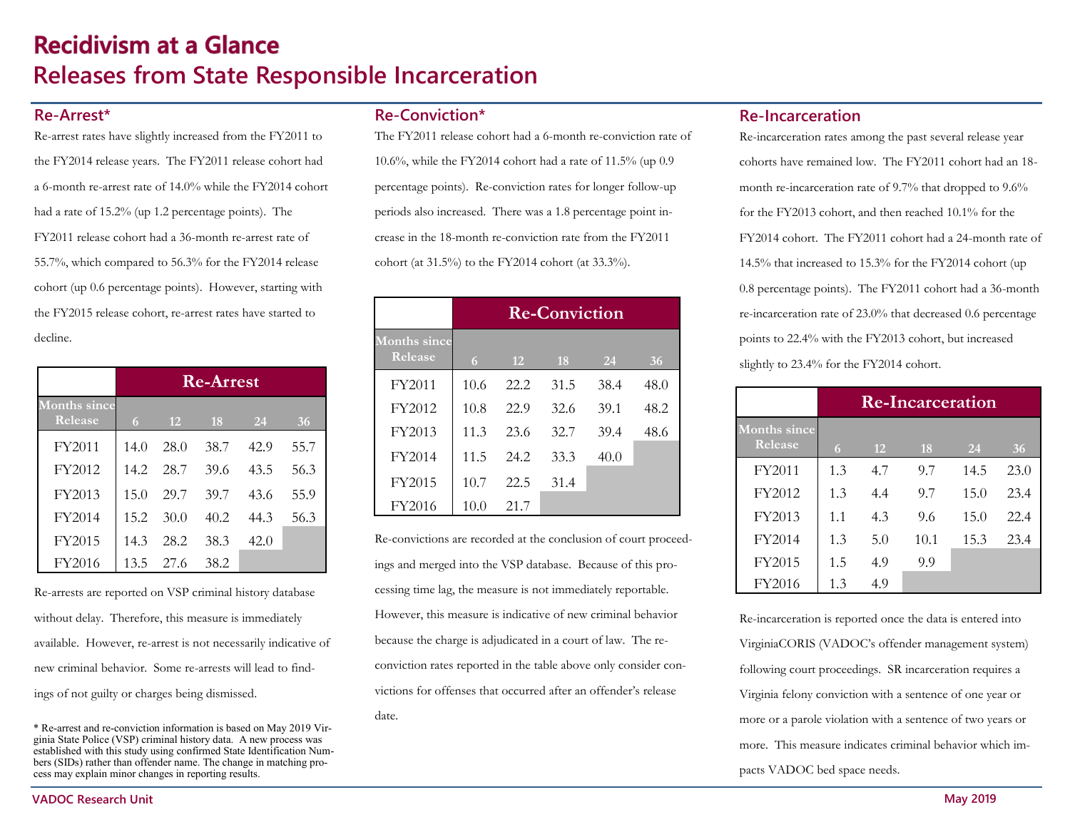# Recidivism at a Glance

## Releases from State Responsible Incarceration

### Re-Arrest*

Re-arrest rates have slightly increased from the FY2011 to the FY2014 release years. The FY2011 release cohort had a 6-month re-arrest rate of 14.0% while the FY2014 cohort had a rate of 15.2% (up 1.2 percentage points). The FY2011 release cohort had a 36-month re-arrest rate of 55.7%, which compared to 56.3% for the FY2014 release cohort (up 0.6 percentage points). However, starting with the FY2015 release cohort, re-arrest rates have started to decline.

| | Re-Arrest | | | | |
|---|---|---|---|---|---|
| Months since Release | 6 | 12 | 18 | 24 | 36 |
| FY2011 | 14.0 | 28.0 | 38.7 | 42.9 | 55.7 |
| FY2012 | 14.2 | 28.7 | 39.6 | 43.5 | 56.3 |
| FY2013 | 15.0 | 29.7 | 39.7 | 43.6 | 55.9 |
| FY2014 | 15.2 | 30.0 | 40.2 | 44.3 | 56.3 |
| FY2015 | 14.3 | 28.2 | 38.3 | 42.0 | |
| FY2016 | 13.5 | 27.6 | 38.2 | | |

Re-arrests are reported on VSP criminal history database without delay. Therefore, this measure is immediately available. However, re-arrest is not necessarily indicative of new criminal behavior. Some re-arrests will lead to findings of not guilty or charges being dismissed.

\* Re-arrest and re-conviction information is based on May 2019 Virginia State Police (VSP) criminal history data. A new process was established with this study using confirmed State Identification Numbers (SIDs) rather than offender name. The change in matching process may explain minor changes in reporting results.

### Re-Conviction*

The FY2011 release cohort had a 6-month re-conviction rate of 10.6%, while the FY2014 cohort had a rate of 11.5% (up 0.9 percentage points). Re-conviction rates for longer follow-up periods also increased. There was a 1.8 percentage point increase in the 18-month re-conviction rate from the FY2011 cohort (at 31.5%) to the FY2014 cohort (at 33.3%).

| | Re-Conviction | | | | |
|---|---|---|---|---|---|
| Months since Release | 6 | 12 | 18 | 24 | 36 |
| FY2011 | 10.6 | 22.2 | 31.5 | 38.4 | 48.0 |
| FY2012 | 10.8 | 22.9 | 32.6 | 39.1 | 48.2 |
| FY2013 | 11.3 | 23.6 | 32.7 | 39.4 | 48.6 |
| FY2014 | 11.5 | 24.2 | 33.3 | 40.0 | |
| FY2015 | 10.7 | 22.5 | 31.4 | | |
| FY2016 | 10.0 | 21.7 | | | |

Re-convictions are recorded at the conclusion of court proceedings and merged into the VSP database. Because of this processing time lag, the measure is not immediately reportable. However, this measure is indicative of new criminal behavior because the charge is adjudicated in a court of law. The re-conviction rates reported in the table above only consider convictions for offenses that occurred after an offender's release date.

### Re-Incarceration

Re-incarceration rates among the past several release year cohorts have remained low. The FY2011 cohort had an 18-month re-incarceration rate of 9.7% that dropped to 9.6% for the FY2013 cohort, and then reached 10.1% for the FY2014 cohort. The FY2011 cohort had a 24-month rate of 14.5% that increased to 15.3% for the FY2014 cohort (up 0.8 percentage points). The FY2011 cohort had a 36-month re-incarceration rate of 23.0% that decreased 0.6 percentage points to 22.4% with the FY2013 cohort, but increased slightly to 23.4% for the FY2014 cohort.

| | Re-Incarceration | | | | |
|---|---|---|---|---|---|
| Months since Release | 6 | 12 | 18 | 24 | 36 |
| FY2011 | 1.3 | 4.7 | 9.7 | 14.5 | 23.0 |
| FY2012 | 1.3 | 4.4 | 9.7 | 15.0 | 23.4 |
| FY2013 | 1.1 | 4.3 | 9.6 | 15.0 | 22.4 |
| FY2014 | 1.3 | 5.0 | 10.1 | 15.3 | 23.4 |
| FY2015 | 1.5 | 4.9 | 9.9 | | |
| FY2016 | 1.3 | 4.9 | | | |

Re-incarceration is reported once the data is entered into VirginiaCORIS (VADOC's offender management system) following court proceedings. SR incarceration requires a Virginia felony conviction with a sentence of one year or more or a parole violation with a sentence of two years or more. This measure indicates criminal behavior which impacts VADOC bed space needs.

VADOC Research Unit

May 2019